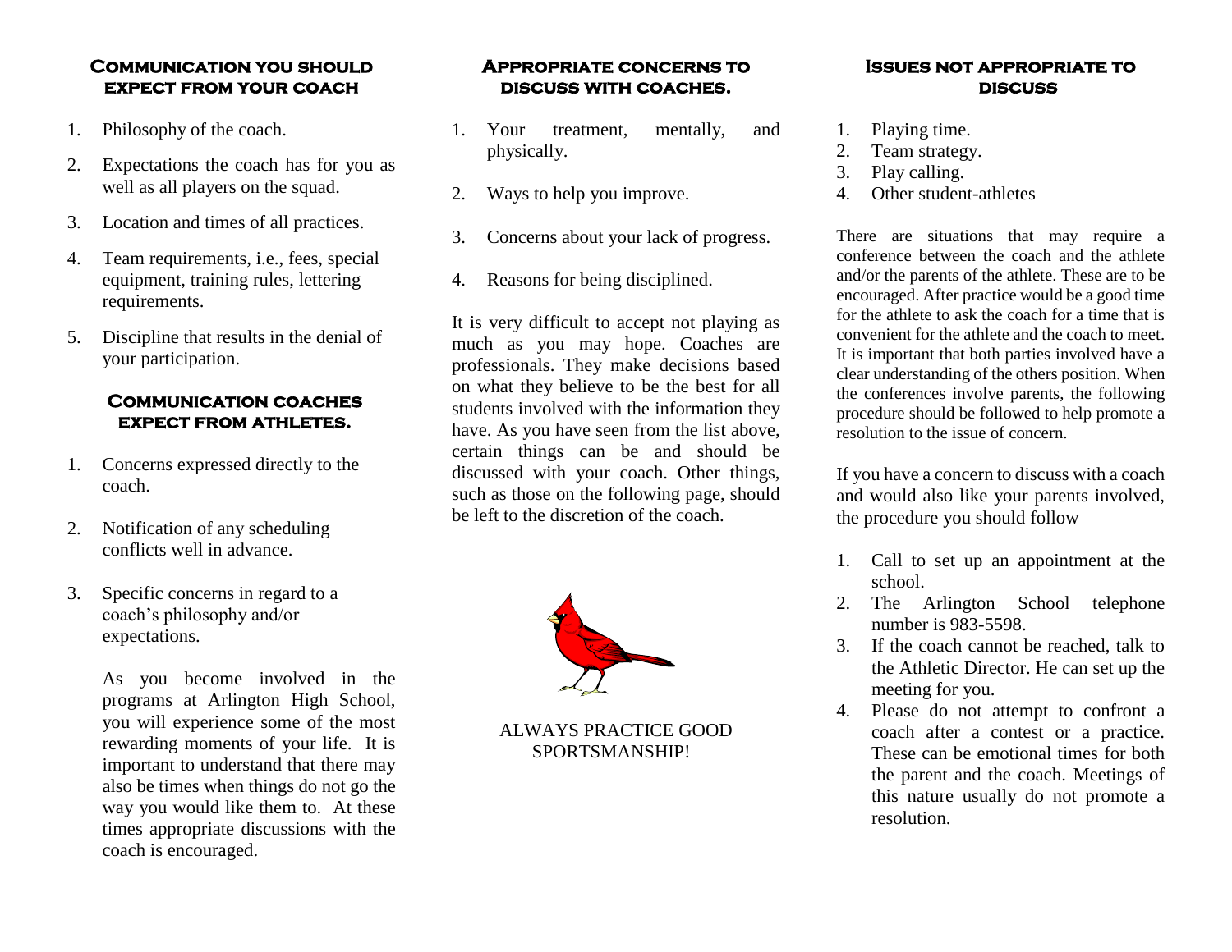## Communication you should expect from your coach

1. Philosophy of the coach.
2. Expectations the coach has for you as well as all players on the squad.
3. Location and times of all practices.
4. Team requirements, i.e., fees, special equipment, training rules, lettering requirements.
5. Discipline that results in the denial of your participation.

## Communication coaches expect from athletes.

1. Concerns expressed directly to the coach.
2. Notification of any scheduling conflicts well in advance.
3. Specific concerns in regard to a coach's philosophy and/or expectations.

   As you become involved in the programs at Arlington High School, you will experience some of the most rewarding moments of your life. It is important to understand that there may also be times when things do not go the way you would like them to. At these times appropriate discussions with the coach is encouraged.

## Appropriate concerns to discuss with coaches.

1. Your treatment, mentally, and physically.
2. Ways to help you improve.
3. Concerns about your lack of progress.
4. Reasons for being disciplined.

It is very difficult to accept not playing as much as you may hope. Coaches are professionals. They make decisions based on what they believe to be the best for all students involved with the information they have. As you have seen from the list above, certain things can be and should be discussed with your coach. Other things, such as those on the following page, should be left to the discretion of the coach.

ALWAYS PRACTICE GOOD SPORTSMANSHIP!

## Issues not appropriate to discuss

1. Playing time.
2. Team strategy.
3. Play calling.
4. Other student-athletes

There are situations that may require a conference between the coach and the athlete and/or the parents of the athlete. These are to be encouraged. After practice would be a good time for the athlete to ask the coach for a time that is convenient for the athlete and the coach to meet. It is important that both parties involved have a clear understanding of the others position. When the conferences involve parents, the following procedure should be followed to help promote a resolution to the issue of concern.

If you have a concern to discuss with a coach and would also like your parents involved, the procedure you should follow

1. Call to set up an appointment at the school.
2. The Arlington School telephone number is 983-5598.
3. If the coach cannot be reached, talk to the Athletic Director. He can set up the meeting for you.
4. Please do not attempt to confront a coach after a contest or a practice. These can be emotional times for both the parent and the coach. Meetings of this nature usually do not promote a resolution.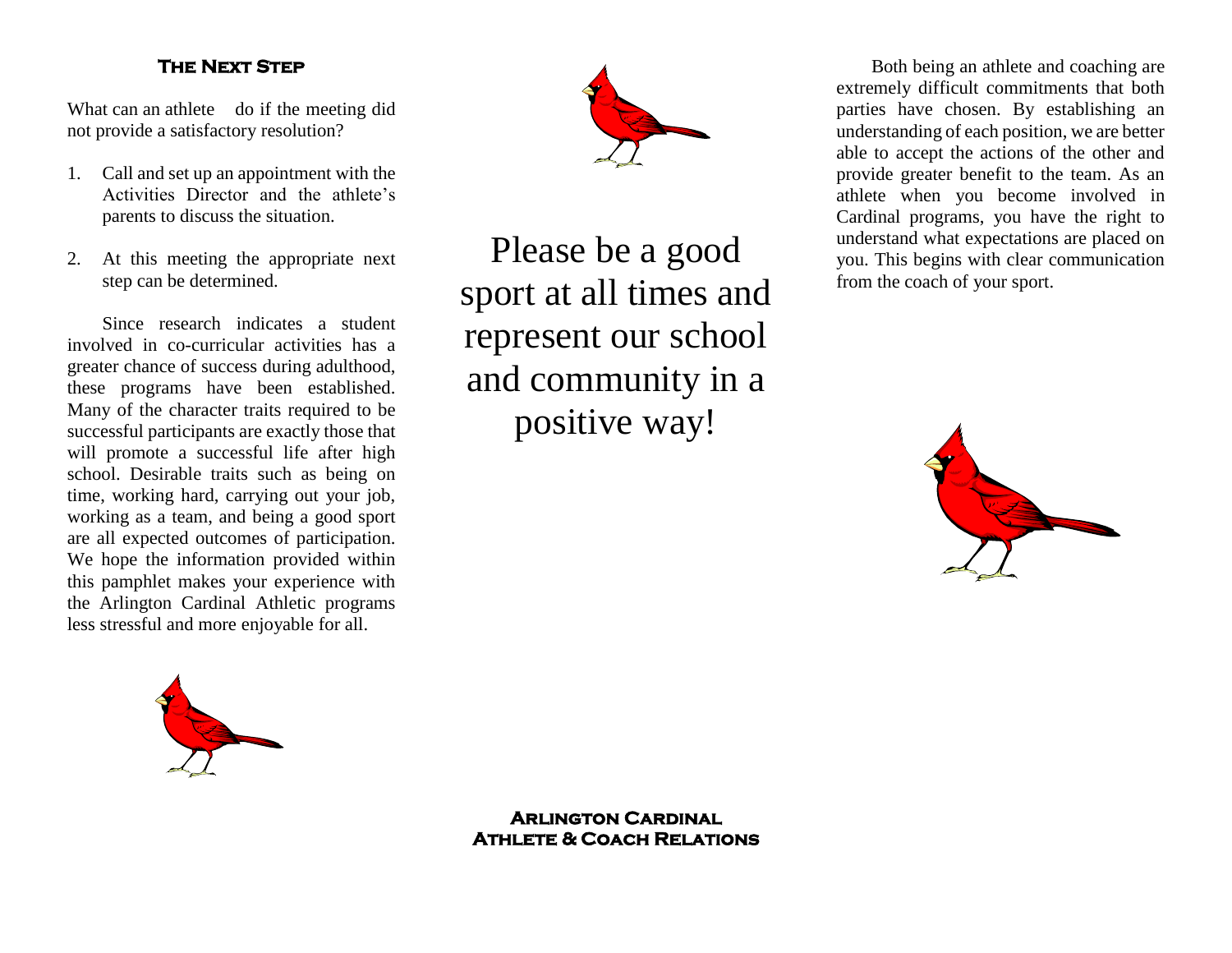### The Next Step

What can an athlete do if the meeting did not provide a satisfactory resolution?

1. Call and set up an appointment with the Activities Director and the athlete's parents to discuss the situation.
2. At this meeting the appropriate next step can be determined.

Since research indicates a student involved in co-curricular activities has a greater chance of success during adulthood, these programs have been established. Many of the character traits required to be successful participants are exactly those that will promote a successful life after high school. Desirable traits such as being on time, working hard, carrying out your job, working as a team, and being a good sport are all expected outcomes of participation. We hope the information provided within this pamphlet makes your experience with the Arlington Cardinal Athletic programs less stressful and more enjoyable for all.

Please be a good sport at all times and represent our school and community in a positive way!

**Arlington Cardinal**
**Athlete & Coach Relations**

Both being an athlete and coaching are extremely difficult commitments that both parties have chosen. By establishing an understanding of each position, we are better able to accept the actions of the other and provide greater benefit to the team. As an athlete when you become involved in Cardinal programs, you have the right to understand what expectations are placed on you. This begins with clear communication from the coach of your sport.